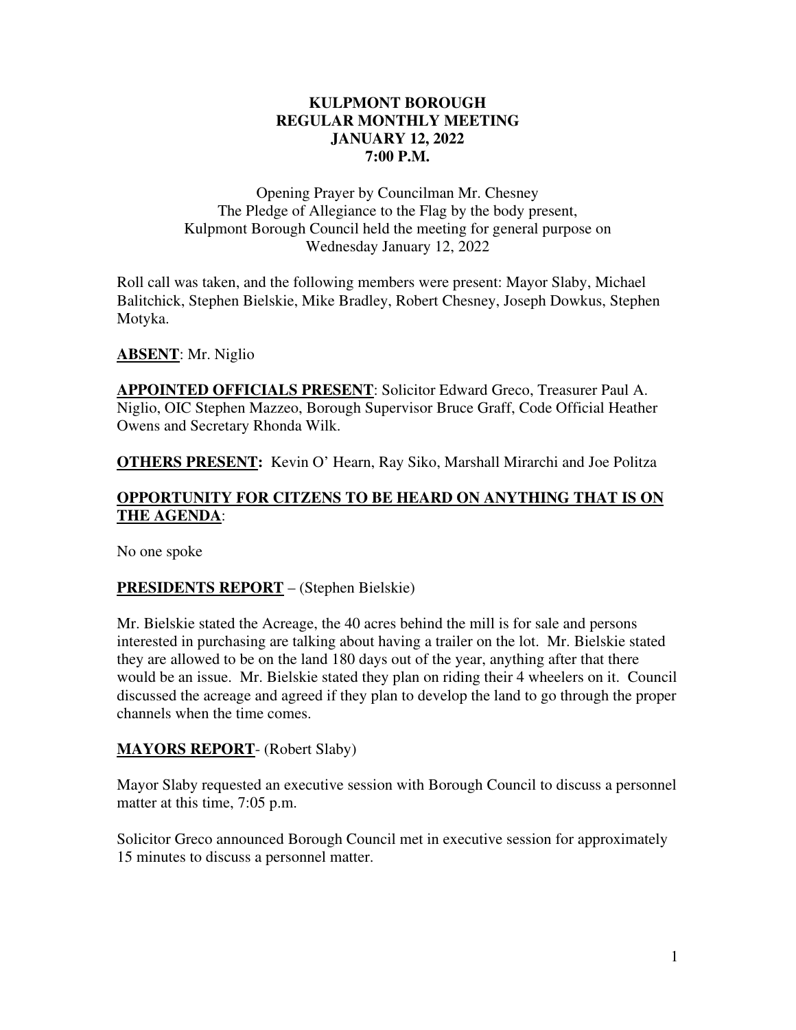**KULPMONT BOROUGH**
**REGULAR MONTHLY MEETING**
**JANUARY 12, 2022**
**7:00 P.M.**

Opening Prayer by Councilman Mr. Chesney
The Pledge of Allegiance to the Flag by the body present,
Kulpmont Borough Council held the meeting for general purpose on
Wednesday January 12, 2022

Roll call was taken, and the following members were present: Mayor Slaby, Michael Balitchick, Stephen Bielskie, Mike Bradley, Robert Chesney, Joseph Dowkus, Stephen Motyka.

**ABSENT**: Mr. Niglio

**APPOINTED OFFICIALS PRESENT**: Solicitor Edward Greco, Treasurer Paul A. Niglio, OIC Stephen Mazzeo, Borough Supervisor Bruce Graff, Code Official Heather Owens and Secretary Rhonda Wilk.

**OTHERS PRESENT:** Kevin O' Hearn, Ray Siko, Marshall Mirarchi and Joe Politza

**OPPORTUNITY FOR CITIZENS TO BE HEARD ON ANYTHING THAT IS ON THE AGENDA**:

No one spoke

**PRESIDENTS REPORT** – (Stephen Bielskie)

Mr. Bielskie stated the Acreage, the 40 acres behind the mill is for sale and persons interested in purchasing are talking about having a trailer on the lot. Mr. Bielskie stated they are allowed to be on the land 180 days out of the year, anything after that there would be an issue. Mr. Bielskie stated they plan on riding their 4 wheelers on it. Council discussed the acreage and agreed if they plan to develop the land to go through the proper channels when the time comes.

**MAYORS REPORT**- (Robert Slaby)

Mayor Slaby requested an executive session with Borough Council to discuss a personnel matter at this time, 7:05 p.m.

Solicitor Greco announced Borough Council met in executive session for approximately 15 minutes to discuss a personnel matter.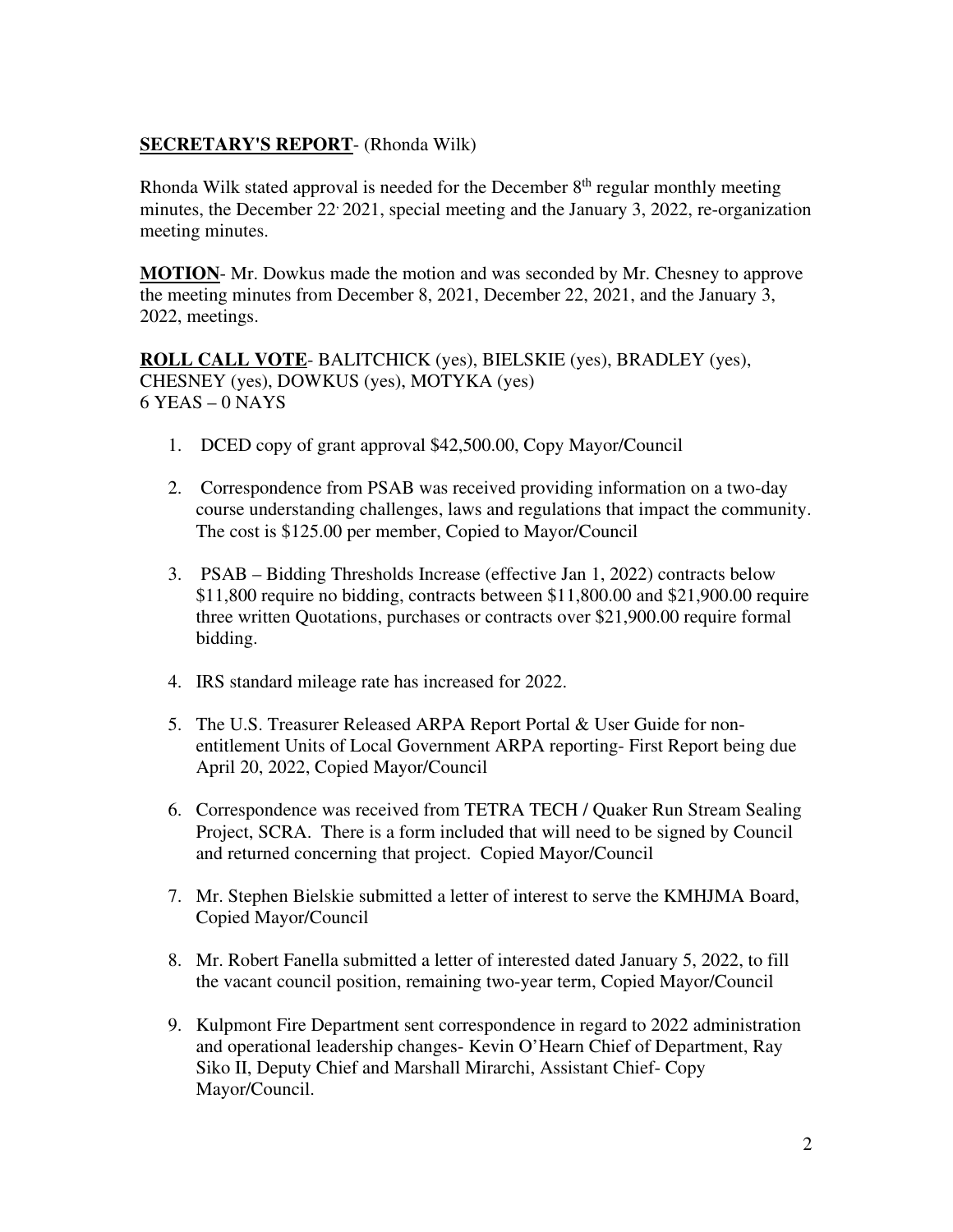**SECRETARY'S REPORT**- (Rhonda Wilk)

Rhonda Wilk stated approval is needed for the December 8th regular monthly meeting minutes, the December 22, 2021, special meeting and the January 3, 2022, re-organization meeting minutes.

**MOTION**- Mr. Dowkus made the motion and was seconded by Mr. Chesney to approve the meeting minutes from December 8, 2021, December 22, 2021, and the January 3, 2022, meetings.

**ROLL CALL VOTE**- BALITCHICK (yes), BIELSKIE (yes), BRADLEY (yes), CHESNEY (yes), DOWKUS (yes), MOTYKA (yes)
6 YEAS – 0 NAYS

1. DCED copy of grant approval $42,500.00, Copy Mayor/Council

2. Correspondence from PSAB was received providing information on a two-day course understanding challenges, laws and regulations that impact the community. The cost is $125.00 per member, Copied to Mayor/Council

3. PSAB – Bidding Thresholds Increase (effective Jan 1, 2022) contracts below $11,800 require no bidding, contracts between $11,800.00 and $21,900.00 require three written Quotations, purchases or contracts over $21,900.00 require formal bidding.

4. IRS standard mileage rate has increased for 2022.

5. The U.S. Treasurer Released ARPA Report Portal & User Guide for non-entitlement Units of Local Government ARPA reporting- First Report being due April 20, 2022, Copied Mayor/Council

6. Correspondence was received from TETRA TECH / Quaker Run Stream Sealing Project, SCRA. There is a form included that will need to be signed by Council and returned concerning that project. Copied Mayor/Council

7. Mr. Stephen Bielskie submitted a letter of interest to serve the KMHJMA Board, Copied Mayor/Council

8. Mr. Robert Fanella submitted a letter of interested dated January 5, 2022, to fill the vacant council position, remaining two-year term, Copied Mayor/Council

9. Kulpmont Fire Department sent correspondence in regard to 2022 administration and operational leadership changes- Kevin O'Hearn Chief of Department, Ray Siko II, Deputy Chief and Marshall Mirarchi, Assistant Chief- Copy Mayor/Council.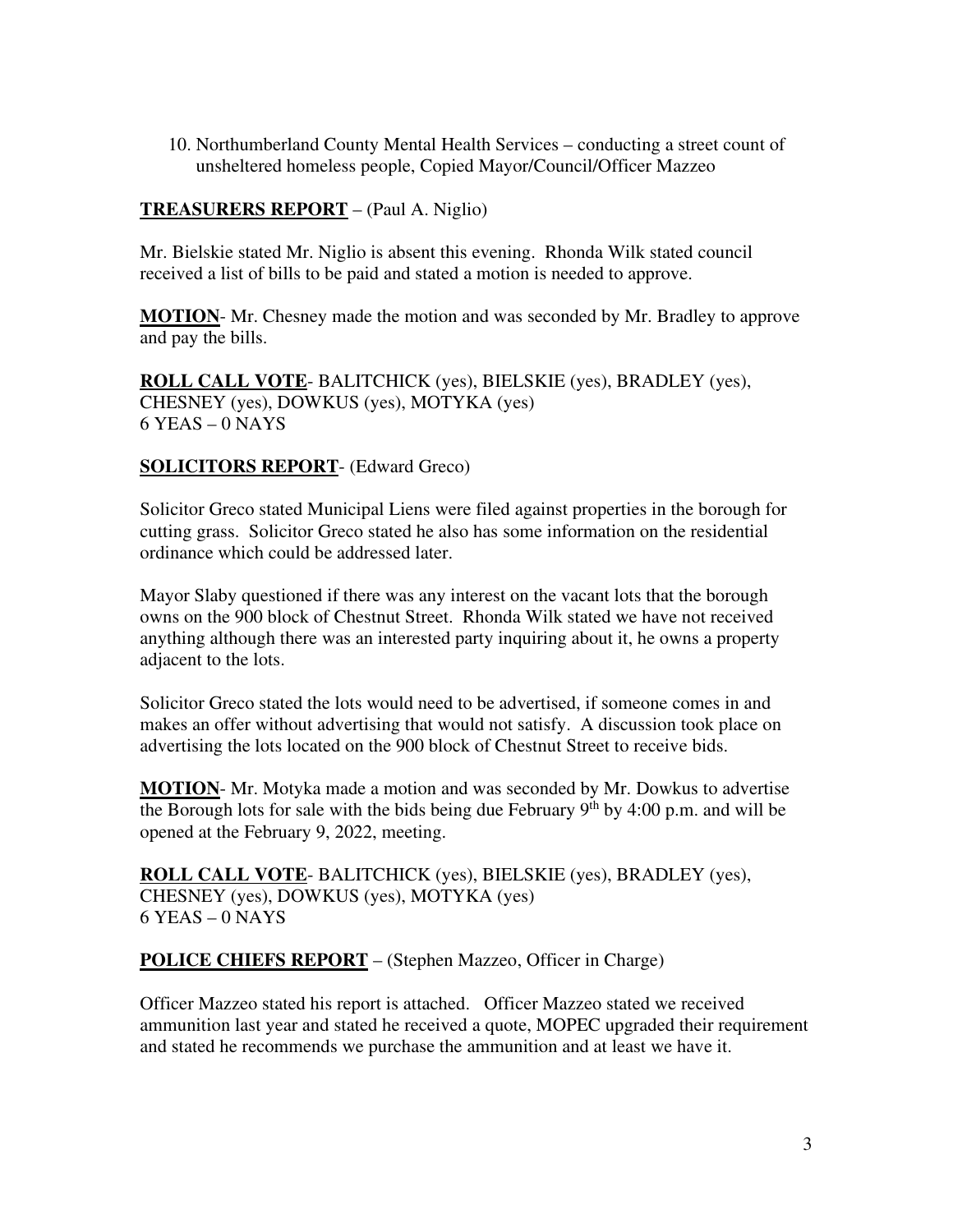10. Northumberland County Mental Health Services – conducting a street count of unsheltered homeless people, Copied Mayor/Council/Officer Mazzeo

**TREASURERS REPORT** – (Paul A. Niglio)

Mr. Bielskie stated Mr. Niglio is absent this evening. Rhonda Wilk stated council received a list of bills to be paid and stated a motion is needed to approve.

**MOTION**- Mr. Chesney made the motion and was seconded by Mr. Bradley to approve and pay the bills.

**ROLL CALL VOTE**- BALITCHICK (yes), BIELSKIE (yes), BRADLEY (yes), CHESNEY (yes), DOWKUS (yes), MOTYKA (yes)
6 YEAS – 0 NAYS

**SOLICITORS REPORT**- (Edward Greco)

Solicitor Greco stated Municipal Liens were filed against properties in the borough for cutting grass. Solicitor Greco stated he also has some information on the residential ordinance which could be addressed later.

Mayor Slaby questioned if there was any interest on the vacant lots that the borough owns on the 900 block of Chestnut Street. Rhonda Wilk stated we have not received anything although there was an interested party inquiring about it, he owns a property adjacent to the lots.

Solicitor Greco stated the lots would need to be advertised, if someone comes in and makes an offer without advertising that would not satisfy. A discussion took place on advertising the lots located on the 900 block of Chestnut Street to receive bids.

**MOTION**- Mr. Motyka made a motion and was seconded by Mr. Dowkus to advertise the Borough lots for sale with the bids being due February 9th by 4:00 p.m. and will be opened at the February 9, 2022, meeting.

**ROLL CALL VOTE**- BALITCHICK (yes), BIELSKIE (yes), BRADLEY (yes), CHESNEY (yes), DOWKUS (yes), MOTYKA (yes)
6 YEAS – 0 NAYS

**POLICE CHIEFS REPORT** – (Stephen Mazzeo, Officer in Charge)

Officer Mazzeo stated his report is attached. Officer Mazzeo stated we received ammunition last year and stated he received a quote, MOPEC upgraded their requirement and stated he recommends we purchase the ammunition and at least we have it.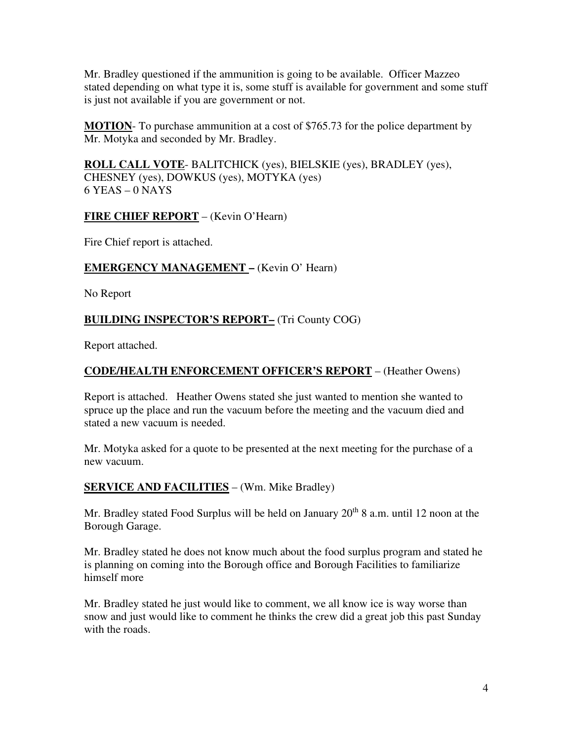Mr. Bradley questioned if the ammunition is going to be available. Officer Mazzeo stated depending on what type it is, some stuff is available for government and some stuff is just not available if you are government or not.

**<u>MOTION</u>**- To purchase ammunition at a cost of $765.73 for the police department by Mr. Motyka and seconded by Mr. Bradley.

**<u>ROLL CALL VOTE</u>**- BALITCHICK (yes), BIELSKIE (yes), BRADLEY (yes), CHESNEY (yes), DOWKUS (yes), MOTYKA (yes)
6 YEAS – 0 NAYS

**<u>FIRE CHIEF REPORT</u>** – (Kevin O'Hearn)

Fire Chief report is attached.

**<u>EMERGENCY MANAGEMENT</u> –** (Kevin O' Hearn)

No Report

**<u>BUILDING INSPECTOR'S REPORT–</u>** (Tri County COG)

Report attached.

**<u>CODE/HEALTH ENFORCEMENT OFFICER'S REPORT</u>** – (Heather Owens)

Report is attached. Heather Owens stated she just wanted to mention she wanted to spruce up the place and run the vacuum before the meeting and the vacuum died and stated a new vacuum is needed.

Mr. Motyka asked for a quote to be presented at the next meeting for the purchase of a new vacuum.

**<u>SERVICE AND FACILITIES</u>** – (Wm. Mike Bradley)

Mr. Bradley stated Food Surplus will be held on January 20th 8 a.m. until 12 noon at the Borough Garage.

Mr. Bradley stated he does not know much about the food surplus program and stated he is planning on coming into the Borough office and Borough Facilities to familiarize himself more

Mr. Bradley stated he just would like to comment, we all know ice is way worse than snow and just would like to comment he thinks the crew did a great job this past Sunday with the roads.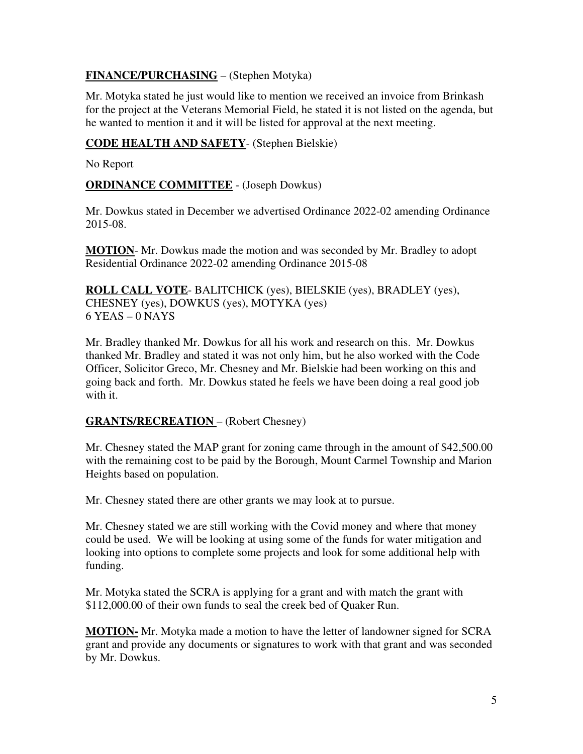**FINANCE/PURCHASING** – (Stephen Motyka)

Mr. Motyka stated he just would like to mention we received an invoice from Brinkash for the project at the Veterans Memorial Field, he stated it is not listed on the agenda, but he wanted to mention it and it will be listed for approval at the next meeting.

**CODE HEALTH AND SAFETY**- (Stephen Bielskie)

No Report

**ORDINANCE COMMITTEE** - (Joseph Dowkus)

Mr. Dowkus stated in December we advertised Ordinance 2022-02 amending Ordinance 2015-08.

**MOTION**- Mr. Dowkus made the motion and was seconded by Mr. Bradley to adopt Residential Ordinance 2022-02 amending Ordinance 2015-08

**ROLL CALL VOTE**- BALITCHICK (yes), BIELSKIE (yes), BRADLEY (yes), CHESNEY (yes), DOWKUS (yes), MOTYKA (yes)
6 YEAS – 0 NAYS

Mr. Bradley thanked Mr. Dowkus for all his work and research on this. Mr. Dowkus thanked Mr. Bradley and stated it was not only him, but he also worked with the Code Officer, Solicitor Greco, Mr. Chesney and Mr. Bielskie had been working on this and going back and forth. Mr. Dowkus stated he feels we have been doing a real good job with it.

**GRANTS/RECREATION** – (Robert Chesney)

Mr. Chesney stated the MAP grant for zoning came through in the amount of $42,500.00 with the remaining cost to be paid by the Borough, Mount Carmel Township and Marion Heights based on population.

Mr. Chesney stated there are other grants we may look at to pursue.

Mr. Chesney stated we are still working with the Covid money and where that money could be used. We will be looking at using some of the funds for water mitigation and looking into options to complete some projects and look for some additional help with funding.

Mr. Motyka stated the SCRA is applying for a grant and with match the grant with $112,000.00 of their own funds to seal the creek bed of Quaker Run.

**MOTION-** Mr. Motyka made a motion to have the letter of landowner signed for SCRA grant and provide any documents or signatures to work with that grant and was seconded by Mr. Dowkus.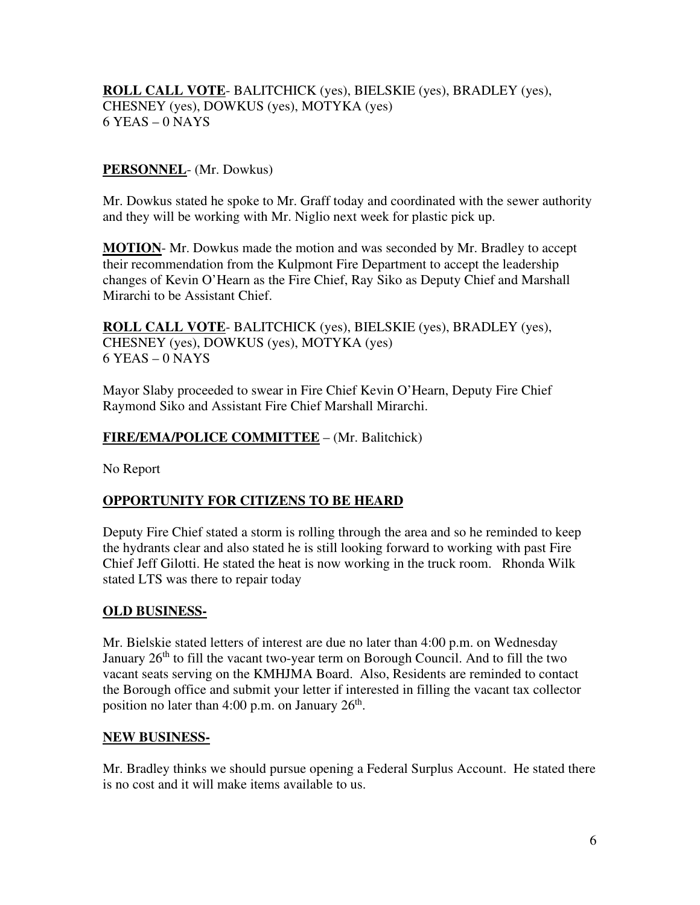**ROLL CALL VOTE**- BALITCHICK (yes), BIELSKIE (yes), BRADLEY (yes), CHESNEY (yes), DOWKUS (yes), MOTYKA (yes)
6 YEAS – 0 NAYS

**PERSONNEL**- (Mr. Dowkus)

Mr. Dowkus stated he spoke to Mr. Graff today and coordinated with the sewer authority and they will be working with Mr. Niglio next week for plastic pick up.

**MOTION**- Mr. Dowkus made the motion and was seconded by Mr. Bradley to accept their recommendation from the Kulpmont Fire Department to accept the leadership changes of Kevin O'Hearn as the Fire Chief, Ray Siko as Deputy Chief and Marshall Mirarchi to be Assistant Chief.

**ROLL CALL VOTE**- BALITCHICK (yes), BIELSKIE (yes), BRADLEY (yes), CHESNEY (yes), DOWKUS (yes), MOTYKA (yes)
6 YEAS – 0 NAYS

Mayor Slaby proceeded to swear in Fire Chief Kevin O'Hearn, Deputy Fire Chief Raymond Siko and Assistant Fire Chief Marshall Mirarchi.

**FIRE/EMA/POLICE COMMITTEE** – (Mr. Balitchick)

No Report

**OPPORTUNITY FOR CITIZENS TO BE HEARD**

Deputy Fire Chief stated a storm is rolling through the area and so he reminded to keep the hydrants clear and also stated he is still looking forward to working with past Fire Chief Jeff Gilotti. He stated the heat is now working in the truck room. Rhonda Wilk stated LTS was there to repair today

**OLD BUSINESS-**

Mr. Bielskie stated letters of interest are due no later than 4:00 p.m. on Wednesday January 26th to fill the vacant two-year term on Borough Council. And to fill the two vacant seats serving on the KMHJMA Board. Also, Residents are reminded to contact the Borough office and submit your letter if interested in filling the vacant tax collector position no later than 4:00 p.m. on January 26th.

**NEW BUSINESS-**

Mr. Bradley thinks we should pursue opening a Federal Surplus Account. He stated there is no cost and it will make items available to us.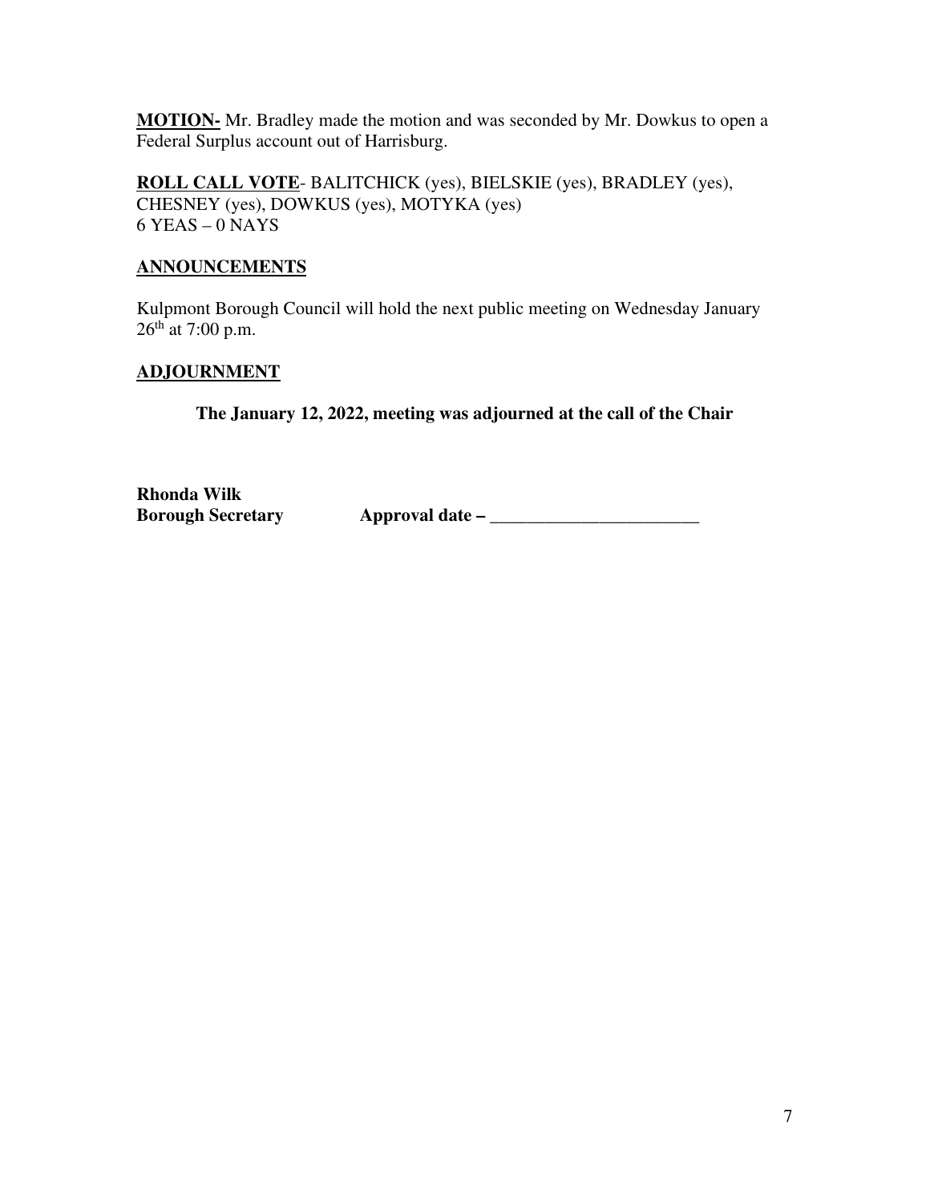**MOTION-** Mr. Bradley made the motion and was seconded by Mr. Dowkus to open a Federal Surplus account out of Harrisburg.

**ROLL CALL VOTE**- BALITCHICK (yes), BIELSKIE (yes), BRADLEY (yes), CHESNEY (yes), DOWKUS (yes), MOTYKA (yes)
6 YEAS – 0 NAYS

## ANNOUNCEMENTS

Kulpmont Borough Council will hold the next public meeting on Wednesday January 26th at 7:00 p.m.

## ADJOURNMENT

**The January 12, 2022, meeting was adjourned at the call of the Chair**

**Rhonda Wilk**
**Borough Secretary** **Approval date – \_\_\_\_\_\_\_\_\_\_\_\_\_\_\_\_\_\_\_\_\_\_\_**